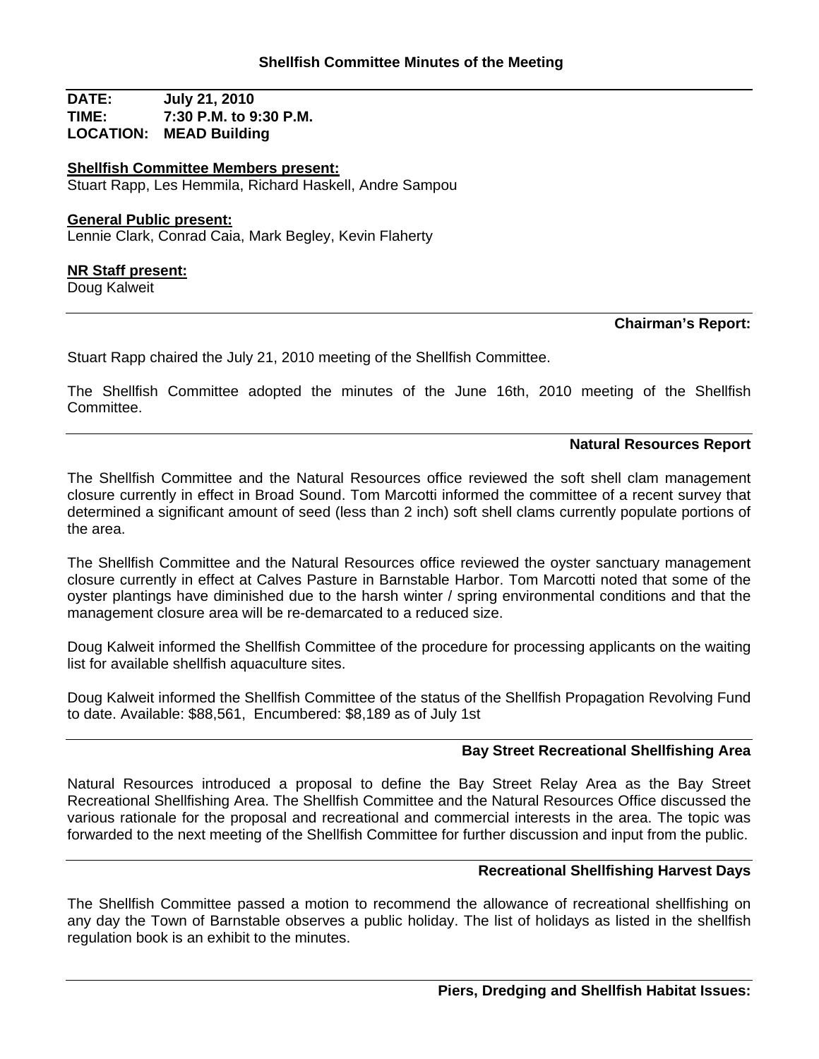# Shellfish Committee Minutes of the Meeting

**DATE:** July 21, 2010
**TIME:** 7:30 P.M. to 9:30 P.M.
**LOCATION:** MEAD Building

**Shellfish Committee Members present:**
Stuart Rapp, Les Hemmila, Richard Haskell, Andre Sampou

**General Public present:**
Lennie Clark, Conrad Caia, Mark Begley, Kevin Flaherty

**NR Staff present:**
Doug Kalweit

---

## Chairman's Report:

Stuart Rapp chaired the July 21, 2010 meeting of the Shellfish Committee.

The Shellfish Committee adopted the minutes of the June 16th, 2010 meeting of the Shellfish Committee.

---

## Natural Resources Report

The Shellfish Committee and the Natural Resources office reviewed the soft shell clam management closure currently in effect in Broad Sound. Tom Marcotti informed the committee of a recent survey that determined a significant amount of seed (less than 2 inch) soft shell clams currently populate portions of the area.

The Shellfish Committee and the Natural Resources office reviewed the oyster sanctuary management closure currently in effect at Calves Pasture in Barnstable Harbor. Tom Marcotti noted that some of the oyster plantings have diminished due to the harsh winter / spring environmental conditions and that the management closure area will be re-demarcated to a reduced size.

Doug Kalweit informed the Shellfish Committee of the procedure for processing applicants on the waiting list for available shellfish aquaculture sites.

Doug Kalweit informed the Shellfish Committee of the status of the Shellfish Propagation Revolving Fund to date. Available: $88,561, Encumbered: $8,189 as of July 1st

---

## Bay Street Recreational Shellfishing Area

Natural Resources introduced a proposal to define the Bay Street Relay Area as the Bay Street Recreational Shellfishing Area. The Shellfish Committee and the Natural Resources Office discussed the various rationale for the proposal and recreational and commercial interests in the area. The topic was forwarded to the next meeting of the Shellfish Committee for further discussion and input from the public.

---

## Recreational Shellfishing Harvest Days

The Shellfish Committee passed a motion to recommend the allowance of recreational shellfishing on any day the Town of Barnstable observes a public holiday. The list of holidays as listed in the shellfish regulation book is an exhibit to the minutes.

---

## Piers, Dredging and Shellfish Habitat Issues: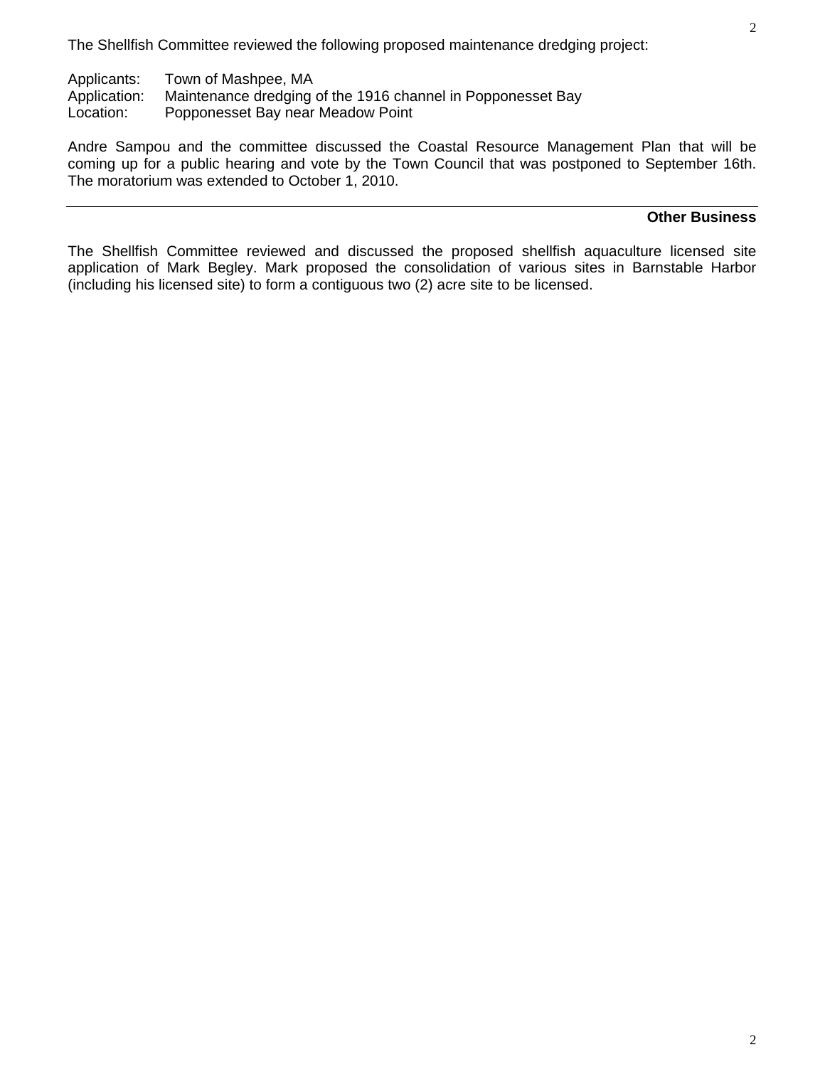The Shellfish Committee reviewed the following proposed maintenance dredging project:

Applicants: Town of Mashpee, MA
Application: Maintenance dredging of the 1916 channel in Popponesset Bay
Location: Popponesset Bay near Meadow Point

Andre Sampou and the committee discussed the Coastal Resource Management Plan that will be coming up for a public hearing and vote by the Town Council that was postponed to September 16th. The moratorium was extended to October 1, 2010.

---

**Other Business**

The Shellfish Committee reviewed and discussed the proposed shellfish aquaculture licensed site application of Mark Begley. Mark proposed the consolidation of various sites in Barnstable Harbor (including his licensed site) to form a contiguous two (2) acre site to be licensed.